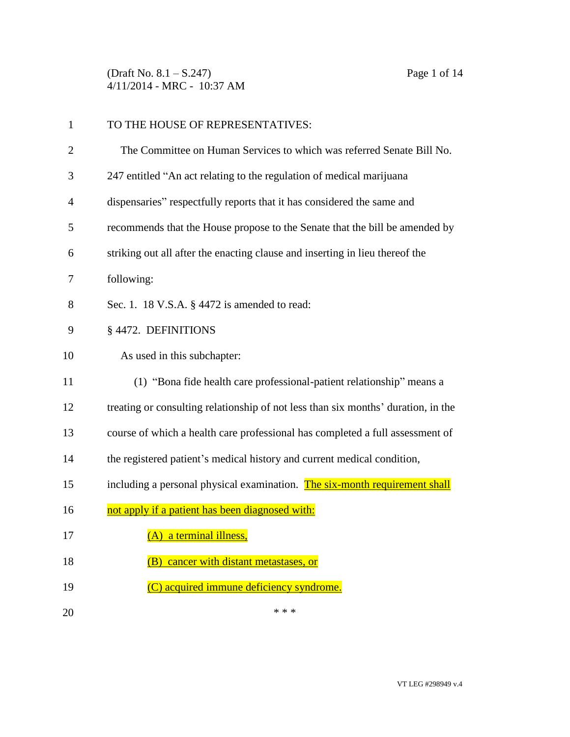(Draft No. 8.1 – S.247)
4/11/2014 - MRC - 10:37 AM

TO THE HOUSE OF REPRESENTATIVES:

The Committee on Human Services to which was referred Senate Bill No. 247 entitled "An act relating to the regulation of medical marijuana dispensaries" respectfully reports that it has considered the same and recommends that the House propose to the Senate that the bill be amended by striking out all after the enacting clause and inserting in lieu thereof the following:

Sec. 1. 18 V.S.A. § 4472 is amended to read:

§ 4472. DEFINITIONS

As used in this subchapter:

(1) "Bona fide health care professional-patient relationship" means a treating or consulting relationship of not less than six months' duration, in the course of which a health care professional has completed a full assessment of the registered patient's medical history and current medical condition, including a personal physical examination. <u>The six-month requirement shall not apply if a patient has been diagnosed with:</u>

<u>(A) a terminal illness,</u>

<u>(B) cancer with distant metastases, or</u>

<u>(C) acquired immune deficiency syndrome.</u>

\* \* \*

VT LEG #298949 v.4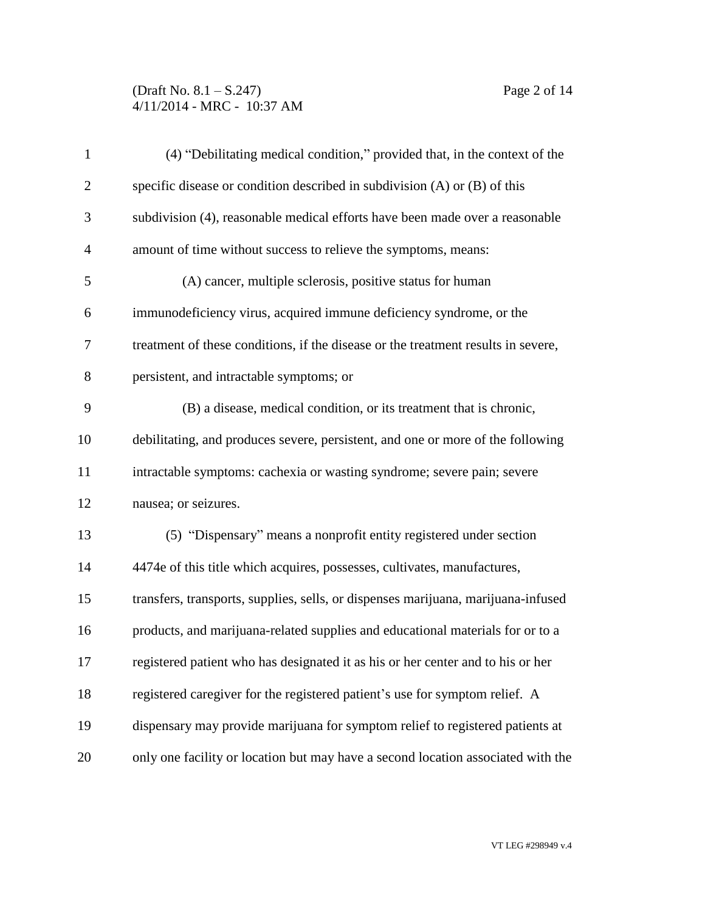(4) "Debilitating medical condition," provided that, in the context of the specific disease or condition described in subdivision (A) or (B) of this subdivision (4), reasonable medical efforts have been made over a reasonable amount of time without success to relieve the symptoms, means:

(A) cancer, multiple sclerosis, positive status for human immunodeficiency virus, acquired immune deficiency syndrome, or the treatment of these conditions, if the disease or the treatment results in severe, persistent, and intractable symptoms; or

(B) a disease, medical condition, or its treatment that is chronic, debilitating, and produces severe, persistent, and one or more of the following intractable symptoms: cachexia or wasting syndrome; severe pain; severe nausea; or seizures.

(5) "Dispensary" means a nonprofit entity registered under section 4474e of this title which acquires, possesses, cultivates, manufactures, transfers, transports, supplies, sells, or dispenses marijuana, marijuana-infused products, and marijuana-related supplies and educational materials for or to a registered patient who has designated it as his or her center and to his or her registered caregiver for the registered patient's use for symptom relief. A dispensary may provide marijuana for symptom relief to registered patients at only one facility or location but may have a second location associated with the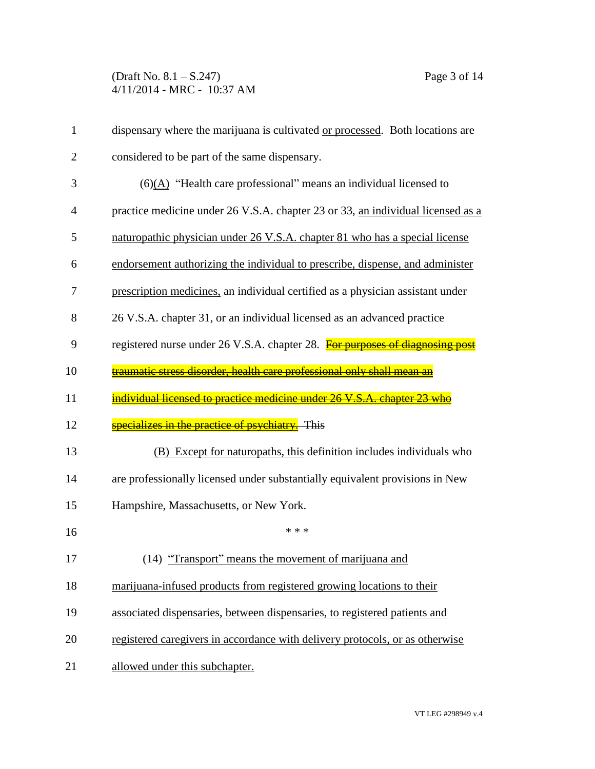dispensary where the marijuana is cultivated <u>or processed</u>. Both locations are considered to be part of the same dispensary.

(6)<u>(A)</u> "Health care professional" means an individual licensed to practice medicine under 26 V.S.A. chapter 23 or 33, <u>an individual licensed as a naturopathic physician under 26 V.S.A. chapter 81 who has a special license endorsement authorizing the individual to prescribe, dispense, and administer prescription medicines,</u> an individual certified as a physician assistant under 26 V.S.A. chapter 31, or an individual licensed as an advanced practice registered nurse under 26 V.S.A. chapter 28. ~~For purposes of diagnosing post traumatic stress disorder, health care professional only shall mean an individual licensed to practice medicine under 26 V.S.A. chapter 23 who specializes in the practice of psychiatry.~~ ~~This~~

<u>(B) Except for naturopaths, this</u> definition includes individuals who are professionally licensed under substantially equivalent provisions in New Hampshire, Massachusetts, or New York.

\* \* \*

(14) <u>"Transport" means the movement of marijuana and marijuana-infused products from registered growing locations to their associated dispensaries, between dispensaries, to registered patients and registered caregivers in accordance with delivery protocols, or as otherwise allowed under this subchapter.</u>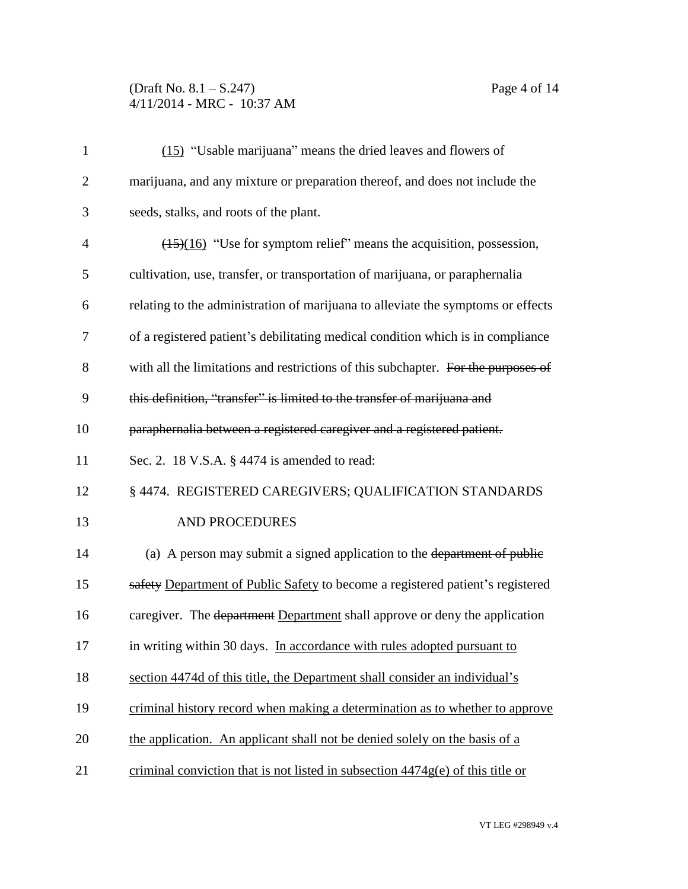(15) "Usable marijuana" means the dried leaves and flowers of marijuana, and any mixture or preparation thereof, and does not include the seeds, stalks, and roots of the plant.

~~(15)~~(16) "Use for symptom relief" means the acquisition, possession, cultivation, use, transfer, or transportation of marijuana, or paraphernalia relating to the administration of marijuana to alleviate the symptoms or effects of a registered patient's debilitating medical condition which is in compliance with all the limitations and restrictions of this subchapter. ~~For the purposes of this definition, "transfer" is limited to the transfer of marijuana and paraphernalia between a registered caregiver and a registered patient.~~

Sec. 2. 18 V.S.A. § 4474 is amended to read:

§ 4474. REGISTERED CAREGIVERS; QUALIFICATION STANDARDS AND PROCEDURES

(a) A person may submit a signed application to the ~~department of public safety~~ Department of Public Safety to become a registered patient's registered caregiver. The ~~department~~ Department shall approve or deny the application in writing within 30 days. In accordance with rules adopted pursuant to section 4474d of this title, the Department shall consider an individual's criminal history record when making a determination as to whether to approve the application. An applicant shall not be denied solely on the basis of a criminal conviction that is not listed in subsection 4474g(e) of this title or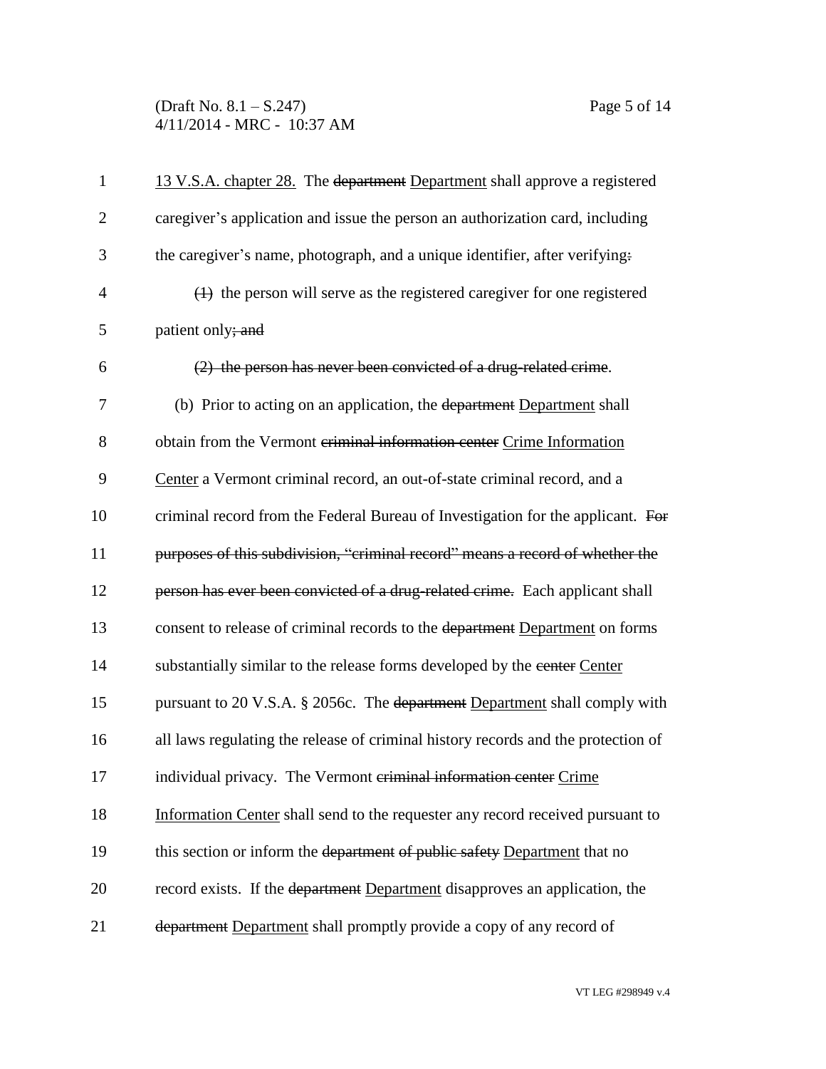<u>13 V.S.A. chapter 28.</u> The ~~department~~ <u>Department</u> shall approve a registered caregiver's application and issue the person an authorization card, including the caregiver's name, photograph, and a unique identifier, after verifying~~:~~

~~(1)~~ the person will serve as the registered caregiver for one registered patient only~~; and~~

~~(2) the person has never been convicted of a drug-related crime~~.

(b) Prior to acting on an application, the ~~department~~ <u>Department</u> shall obtain from the Vermont ~~criminal information center~~ <u>Crime Information Center</u> a Vermont criminal record, an out-of-state criminal record, and a criminal record from the Federal Bureau of Investigation for the applicant. ~~For purposes of this subdivision, "criminal record" means a record of whether the person has ever been convicted of a drug-related crime.~~ Each applicant shall consent to release of criminal records to the ~~department~~ <u>Department</u> on forms substantially similar to the release forms developed by the ~~center~~ <u>Center</u> pursuant to 20 V.S.A. § 2056c. The ~~department~~ <u>Department</u> shall comply with all laws regulating the release of criminal history records and the protection of individual privacy. The Vermont ~~criminal information center~~ <u>Crime Information Center</u> shall send to the requester any record received pursuant to this section or inform the ~~department of public safety~~ <u>Department</u> that no record exists. If the ~~department~~ <u>Department</u> disapproves an application, the ~~department~~ <u>Department</u> shall promptly provide a copy of any record of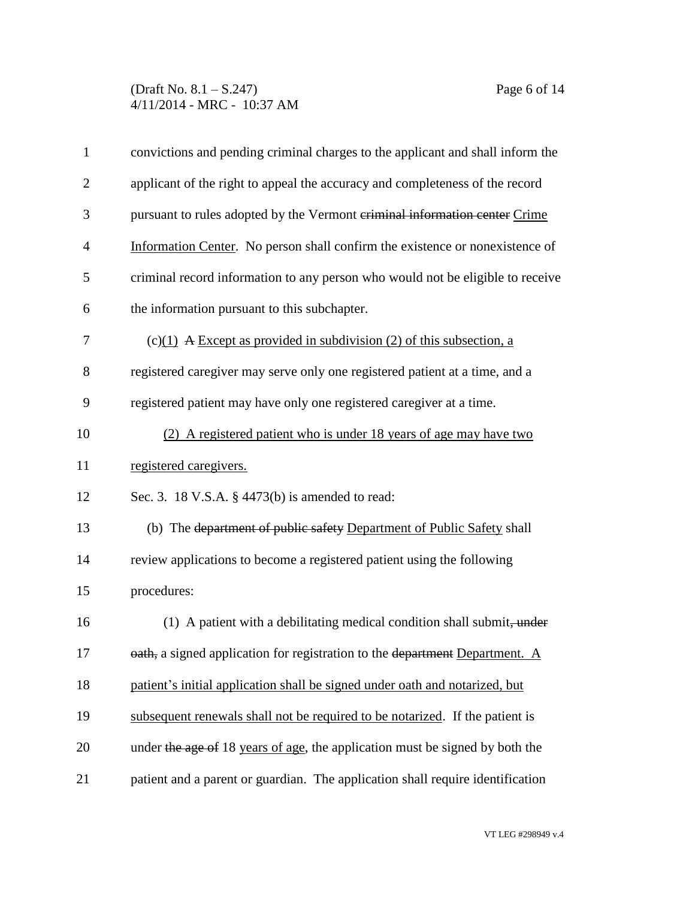convictions and pending criminal charges to the applicant and shall inform the applicant of the right to appeal the accuracy and completeness of the record pursuant to rules adopted by the Vermont ~~criminal information center~~ Crime Information Center. No person shall confirm the existence or nonexistence of criminal record information to any person who would not be eligible to receive the information pursuant to this subchapter.

(c)(1) ~~A~~ Except as provided in subdivision (2) of this subsection, a registered caregiver may serve only one registered patient at a time, and a registered patient may have only one registered caregiver at a time.

(2) A registered patient who is under 18 years of age may have two registered caregivers.

Sec. 3. 18 V.S.A. § 4473(b) is amended to read:

(b) The ~~department of public safety~~ Department of Public Safety shall review applications to become a registered patient using the following procedures:

(1) A patient with a debilitating medical condition shall submit~~, under oath,~~ a signed application for registration to the ~~department~~ Department. A patient's initial application shall be signed under oath and notarized, but subsequent renewals shall not be required to be notarized. If the patient is under ~~the age of~~ 18 years of age, the application must be signed by both the patient and a parent or guardian. The application shall require identification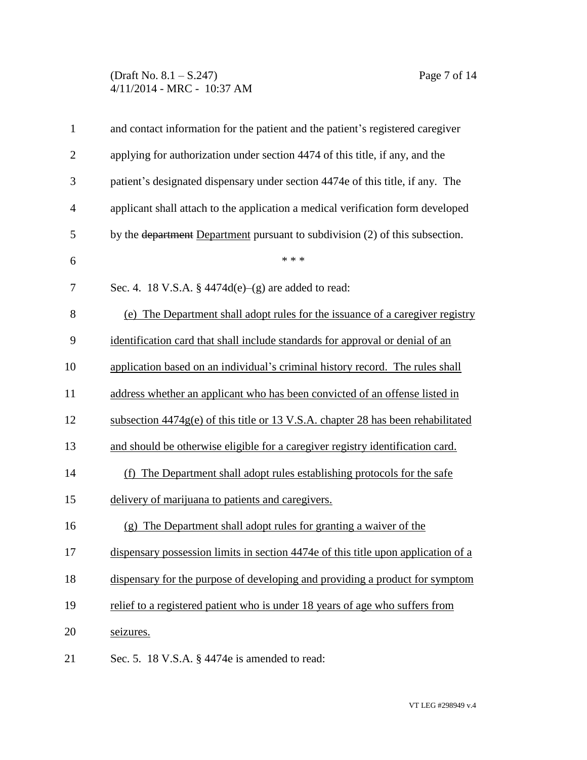and contact information for the patient and the patient's registered caregiver applying for authorization under section 4474 of this title, if any, and the patient's designated dispensary under section 4474e of this title, if any. The applicant shall attach to the application a medical verification form developed by the ~~department~~ Department pursuant to subdivision (2) of this subsection.

\* \* \*

Sec. 4. 18 V.S.A. § 4474d(e)–(g) are added to read:

(e) The Department shall adopt rules for the issuance of a caregiver registry identification card that shall include standards for approval or denial of an application based on an individual's criminal history record. The rules shall address whether an applicant who has been convicted of an offense listed in subsection 4474g(e) of this title or 13 V.S.A. chapter 28 has been rehabilitated and should be otherwise eligible for a caregiver registry identification card.

(f) The Department shall adopt rules establishing protocols for the safe delivery of marijuana to patients and caregivers.

(g) The Department shall adopt rules for granting a waiver of the dispensary possession limits in section 4474e of this title upon application of a dispensary for the purpose of developing and providing a product for symptom relief to a registered patient who is under 18 years of age who suffers from seizures.

Sec. 5. 18 V.S.A. § 4474e is amended to read: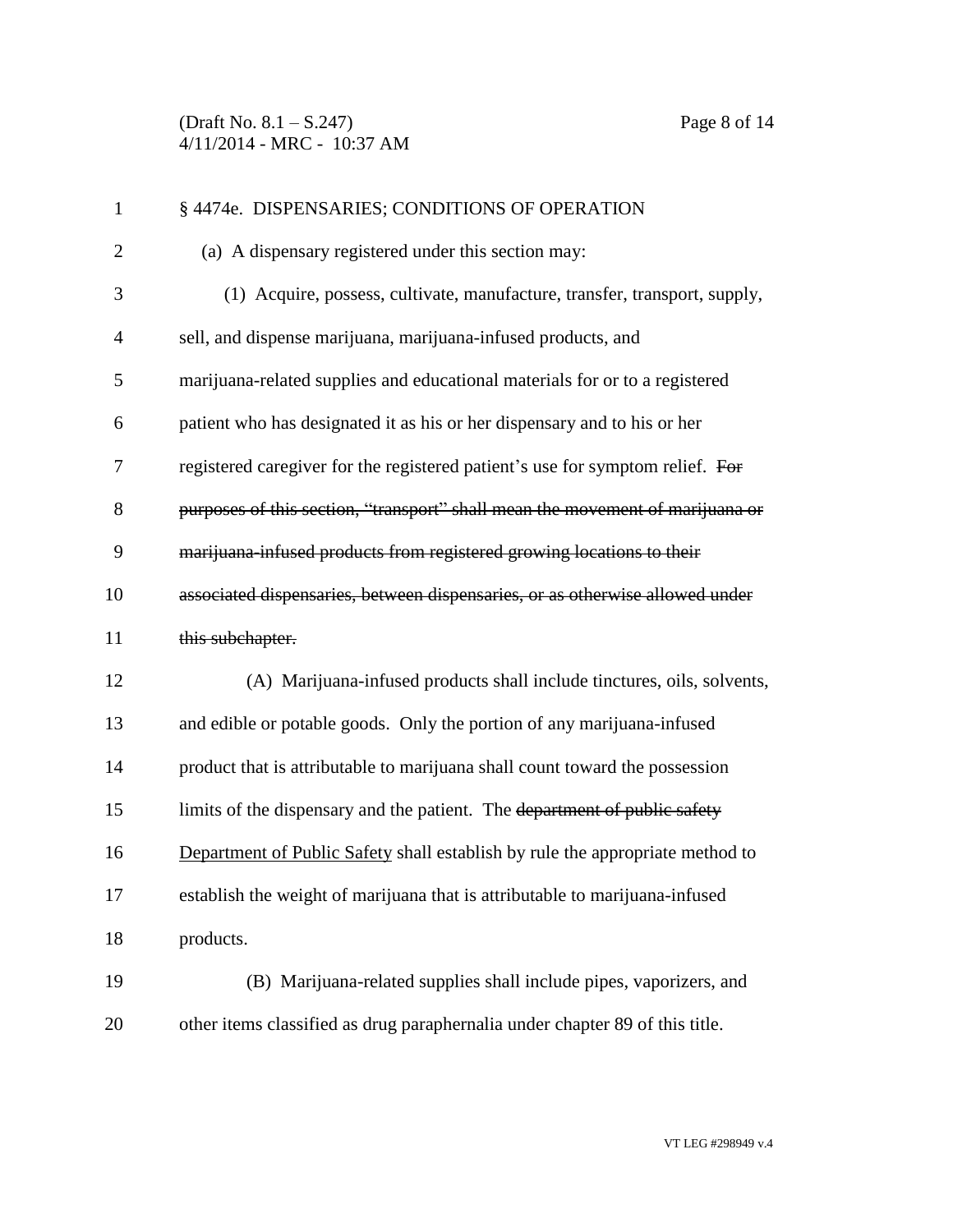§ 4474e. DISPENSARIES; CONDITIONS OF OPERATION

(a) A dispensary registered under this section may:

(1) Acquire, possess, cultivate, manufacture, transfer, transport, supply, sell, and dispense marijuana, marijuana-infused products, and marijuana-related supplies and educational materials for or to a registered patient who has designated it as his or her dispensary and to his or her registered caregiver for the registered patient's use for symptom relief. ~~For purposes of this section, "transport" shall mean the movement of marijuana or marijuana-infused products from registered growing locations to their associated dispensaries, between dispensaries, or as otherwise allowed under this subchapter.~~

(A) Marijuana-infused products shall include tinctures, oils, solvents, and edible or potable goods. Only the portion of any marijuana-infused product that is attributable to marijuana shall count toward the possession limits of the dispensary and the patient. The ~~department of public safety~~ <u>Department of Public Safety</u> shall establish by rule the appropriate method to establish the weight of marijuana that is attributable to marijuana-infused products.

(B) Marijuana-related supplies shall include pipes, vaporizers, and other items classified as drug paraphernalia under chapter 89 of this title.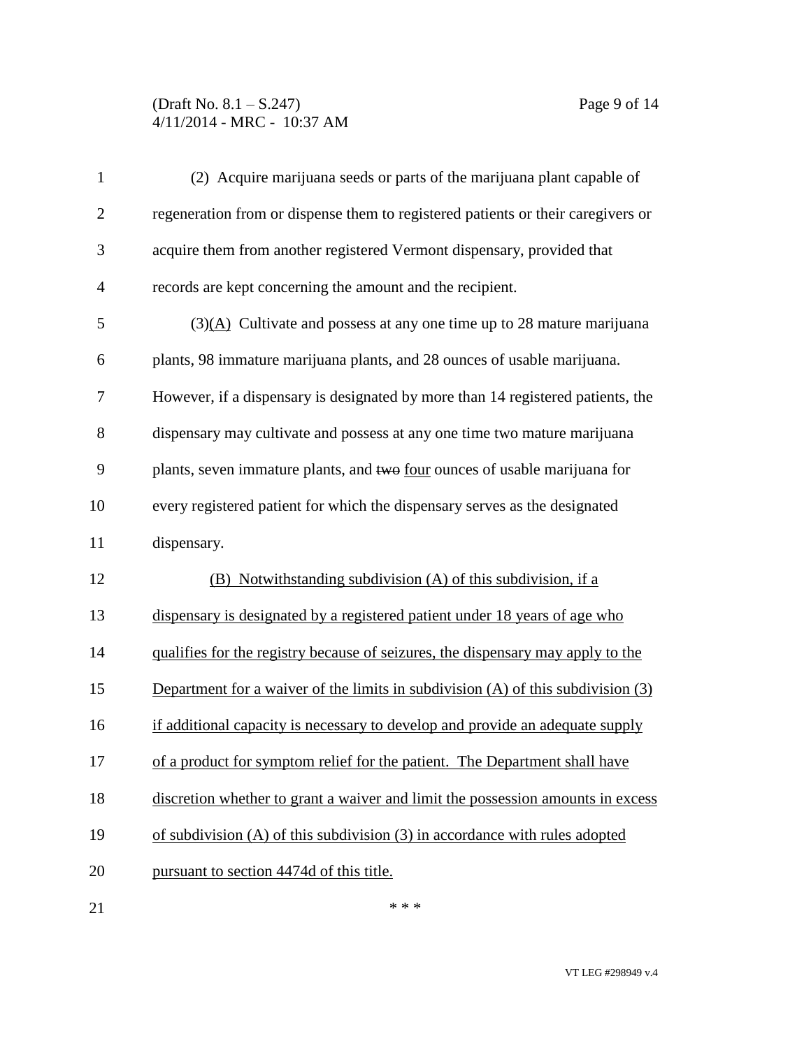(2) Acquire marijuana seeds or parts of the marijuana plant capable of regeneration from or dispense them to registered patients or their caregivers or acquire them from another registered Vermont dispensary, provided that records are kept concerning the amount and the recipient.

(3)<u>(A)</u> Cultivate and possess at any one time up to 28 mature marijuana plants, 98 immature marijuana plants, and 28 ounces of usable marijuana. However, if a dispensary is designated by more than 14 registered patients, the dispensary may cultivate and possess at any one time two mature marijuana plants, seven immature plants, and ~~two~~ <u>four</u> ounces of usable marijuana for every registered patient for which the dispensary serves as the designated dispensary.

<u>(B) Notwithstanding subdivision (A) of this subdivision, if a dispensary is designated by a registered patient under 18 years of age who qualifies for the registry because of seizures, the dispensary may apply to the Department for a waiver of the limits in subdivision (A) of this subdivision (3) if additional capacity is necessary to develop and provide an adequate supply of a product for symptom relief for the patient. The Department shall have discretion whether to grant a waiver and limit the possession amounts in excess of subdivision (A) of this subdivision (3) in accordance with rules adopted pursuant to section 4474d of this title.</u>

\* \* \*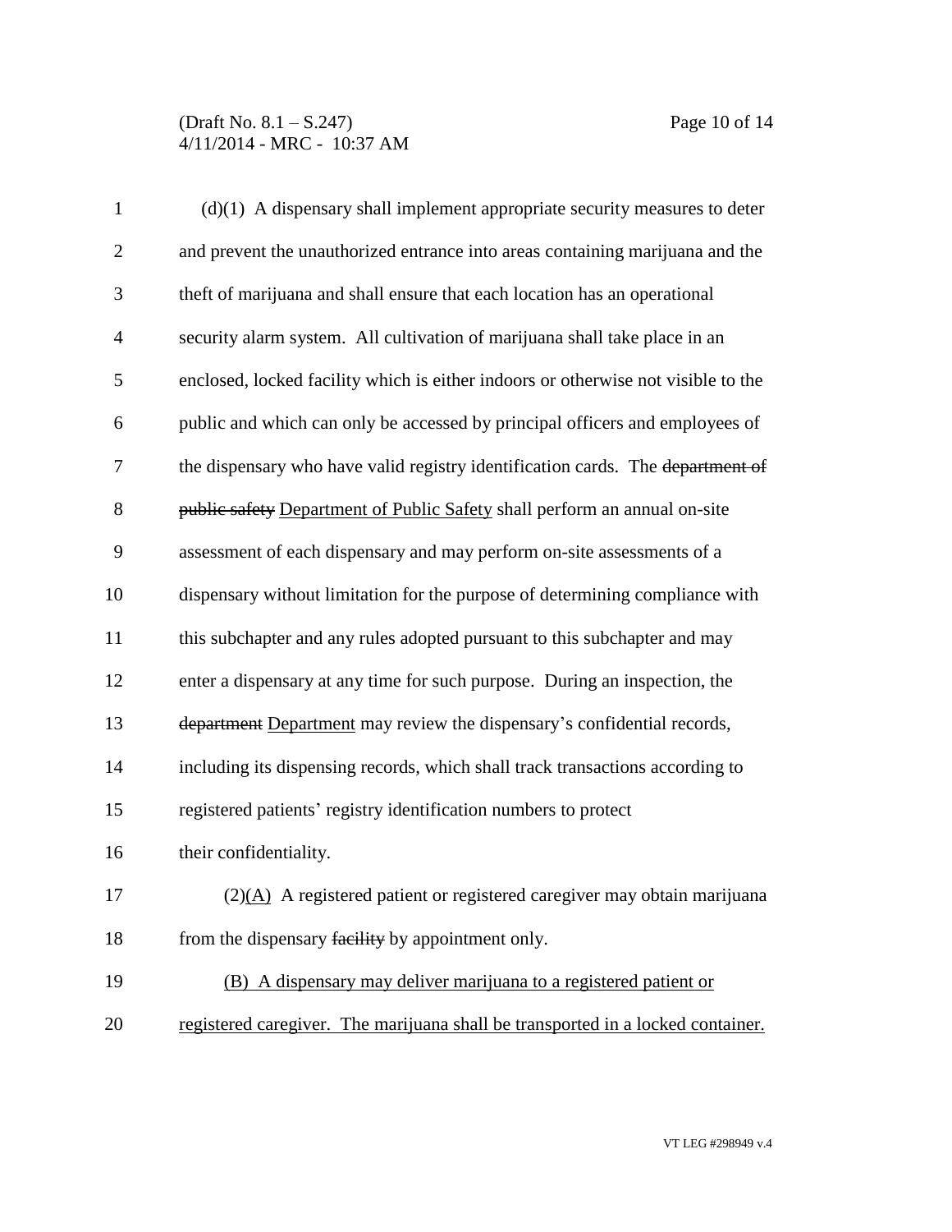(d)(1) A dispensary shall implement appropriate security measures to deter and prevent the unauthorized entrance into areas containing marijuana and the theft of marijuana and shall ensure that each location has an operational security alarm system. All cultivation of marijuana shall take place in an enclosed, locked facility which is either indoors or otherwise not visible to the public and which can only be accessed by principal officers and employees of the dispensary who have valid registry identification cards. The ~~department of public safety~~ <u>Department of Public Safety</u> shall perform an annual on-site assessment of each dispensary and may perform on-site assessments of a dispensary without limitation for the purpose of determining compliance with this subchapter and any rules adopted pursuant to this subchapter and may enter a dispensary at any time for such purpose. During an inspection, the ~~department~~ <u>Department</u> may review the dispensary's confidential records, including its dispensing records, which shall track transactions according to registered patients' registry identification numbers to protect their confidentiality.

(2)<u>(A)</u> A registered patient or registered caregiver may obtain marijuana from the dispensary ~~facility~~ by appointment only.

<u>(B) A dispensary may deliver marijuana to a registered patient or registered caregiver. The marijuana shall be transported in a locked container.</u>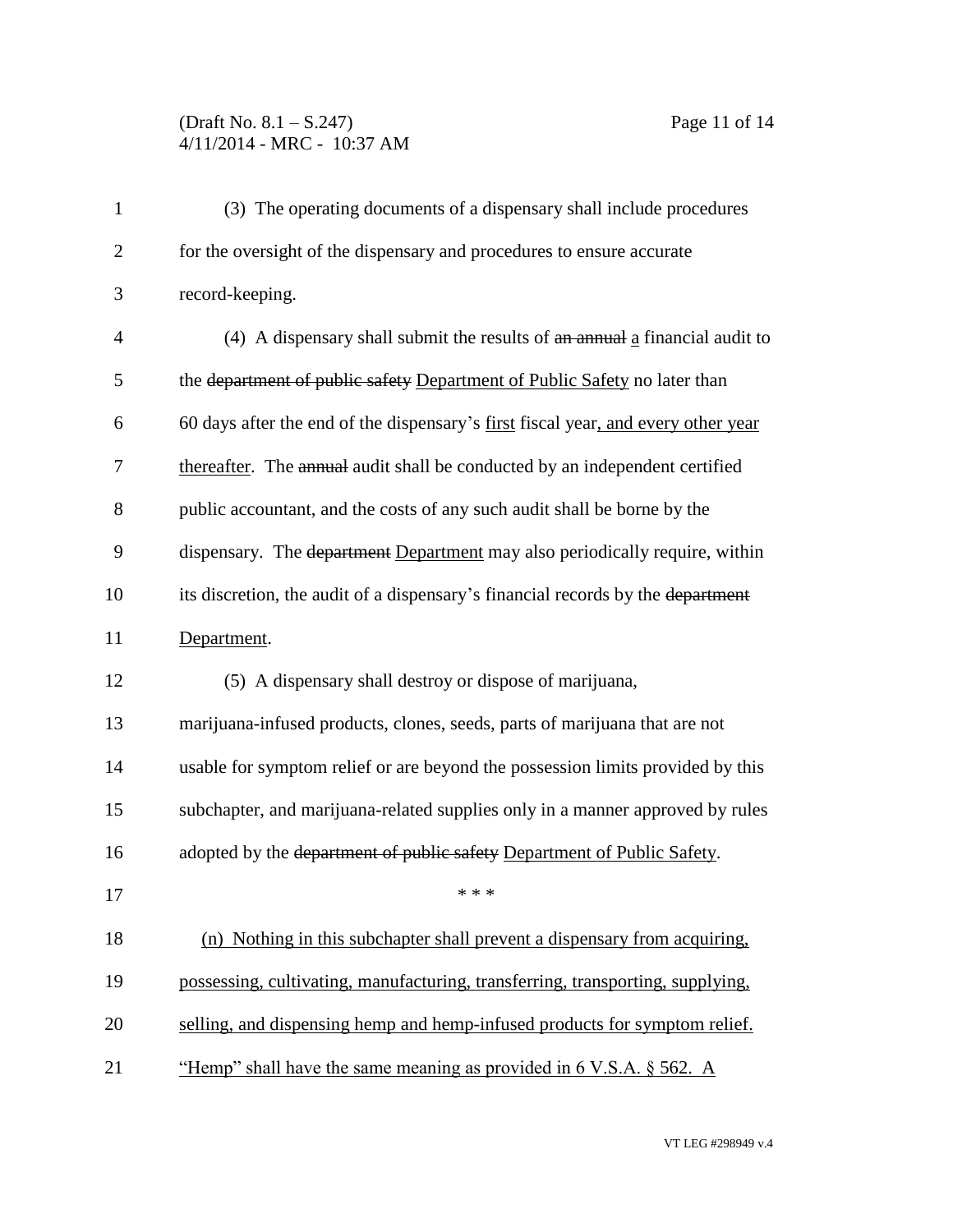(3) The operating documents of a dispensary shall include procedures for the oversight of the dispensary and procedures to ensure accurate record-keeping.

(4) A dispensary shall submit the results of ~~an annual~~ <u>a</u> financial audit to the ~~department of public safety~~ <u>Department of Public Safety</u> no later than 60 days after the end of the dispensary's <u>first</u> fiscal year<u>, and every other year thereafter</u>. The ~~annual~~ audit shall be conducted by an independent certified public accountant, and the costs of any such audit shall be borne by the dispensary. The ~~department~~ <u>Department</u> may also periodically require, within its discretion, the audit of a dispensary's financial records by the ~~department~~ <u>Department</u>.

(5) A dispensary shall destroy or dispose of marijuana, marijuana-infused products, clones, seeds, parts of marijuana that are not usable for symptom relief or are beyond the possession limits provided by this subchapter, and marijuana-related supplies only in a manner approved by rules adopted by the ~~department of public safety~~ <u>Department of Public Safety</u>.

\* \* \*

<u>(n) Nothing in this subchapter shall prevent a dispensary from acquiring, possessing, cultivating, manufacturing, transferring, transporting, supplying, selling, and dispensing hemp and hemp-infused products for symptom relief. "Hemp" shall have the same meaning as provided in 6 V.S.A. § 562. A</u>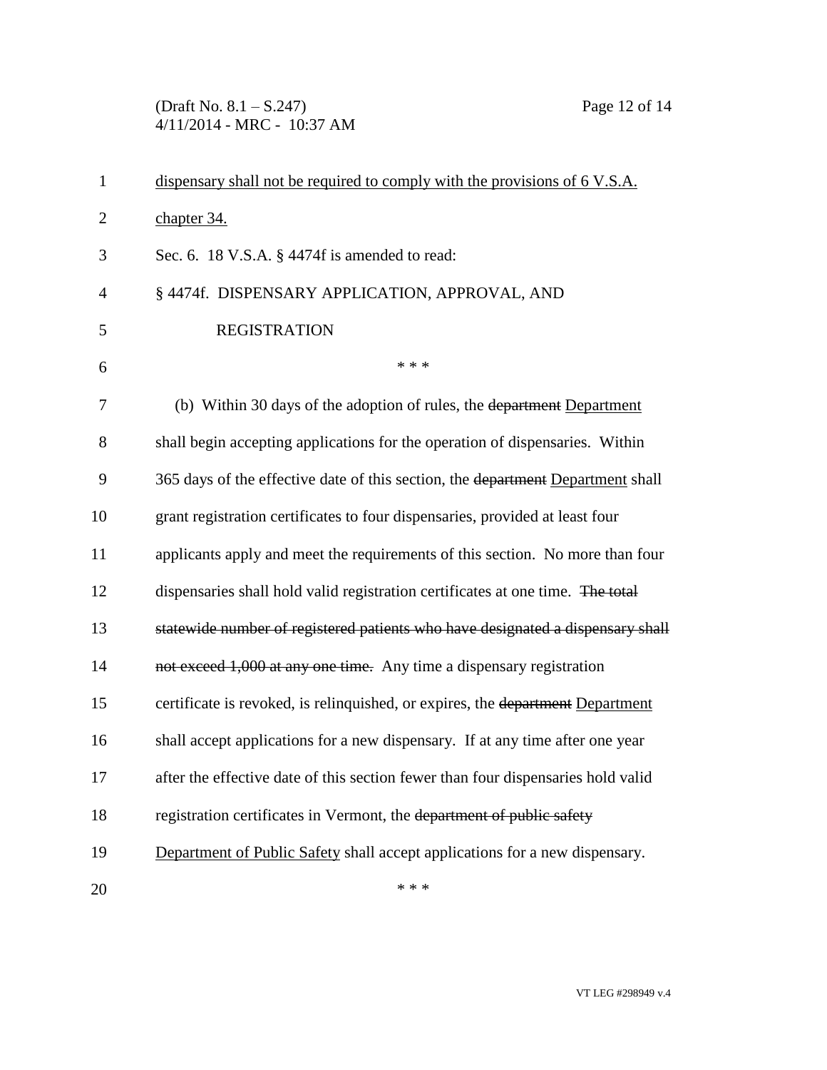dispensary shall not be required to comply with the provisions of 6 V.S.A. chapter 34.

Sec. 6. 18 V.S.A. § 4474f is amended to read:

§ 4474f. DISPENSARY APPLICATION, APPROVAL, AND REGISTRATION

\* \* \*

(b) Within 30 days of the adoption of rules, the ~~department~~ Department shall begin accepting applications for the operation of dispensaries. Within 365 days of the effective date of this section, the ~~department~~ Department shall grant registration certificates to four dispensaries, provided at least four applicants apply and meet the requirements of this section. No more than four dispensaries shall hold valid registration certificates at one time. ~~The total statewide number of registered patients who have designated a dispensary shall not exceed 1,000 at any one time.~~ Any time a dispensary registration certificate is revoked, is relinquished, or expires, the ~~department~~ Department shall accept applications for a new dispensary. If at any time after one year after the effective date of this section fewer than four dispensaries hold valid registration certificates in Vermont, the ~~department of public safety~~ Department of Public Safety shall accept applications for a new dispensary.

\* \* \*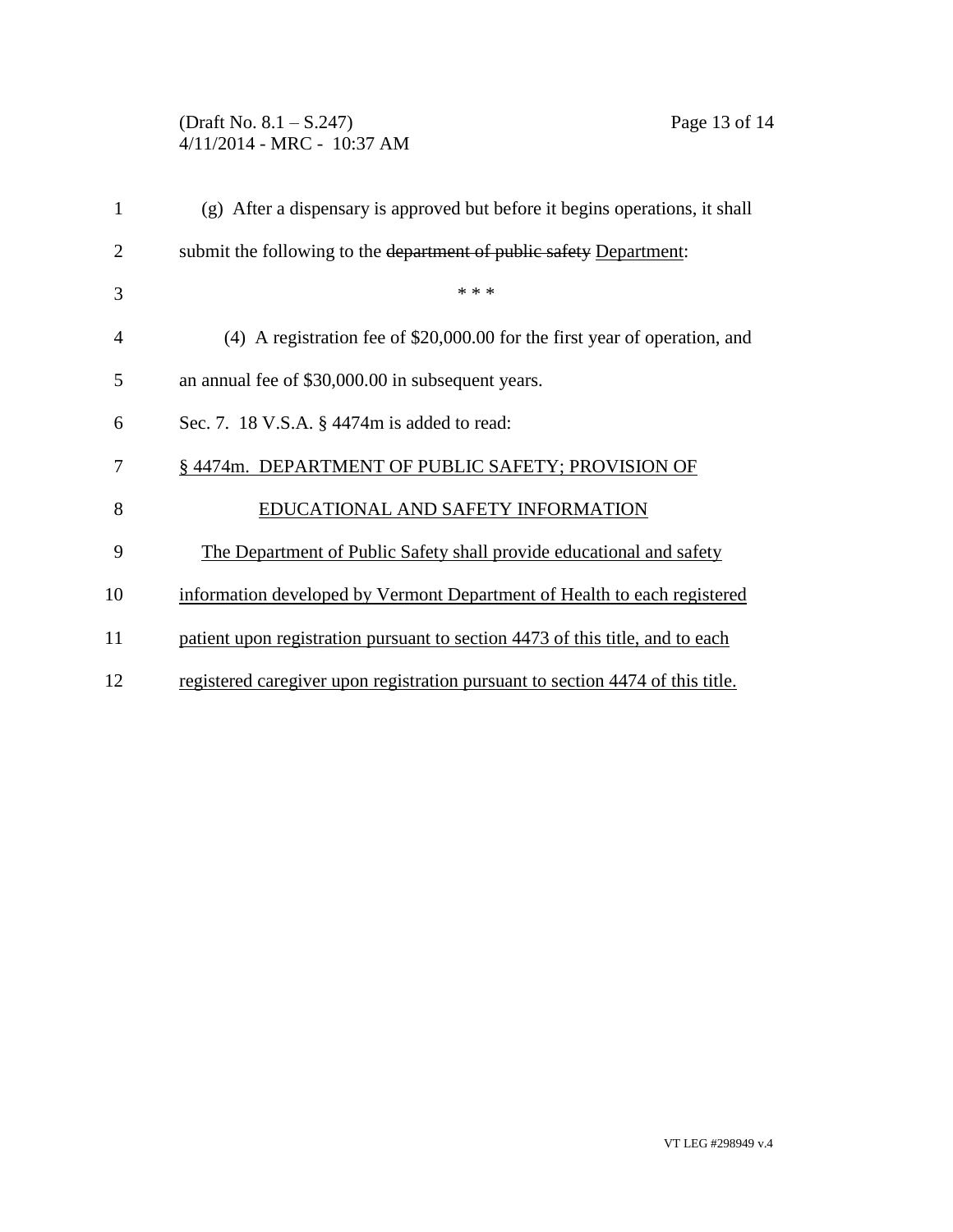(g) After a dispensary is approved but before it begins operations, it shall submit the following to the ~~department of public safety~~ Department:

\* \* \*

(4) A registration fee of \$20,000.00 for the first year of operation, and an annual fee of \$30,000.00 in subsequent years.

Sec. 7. 18 V.S.A. § 4474m is added to read:

§ 4474m. DEPARTMENT OF PUBLIC SAFETY; PROVISION OF EDUCATIONAL AND SAFETY INFORMATION

The Department of Public Safety shall provide educational and safety information developed by Vermont Department of Health to each registered patient upon registration pursuant to section 4473 of this title, and to each registered caregiver upon registration pursuant to section 4474 of this title.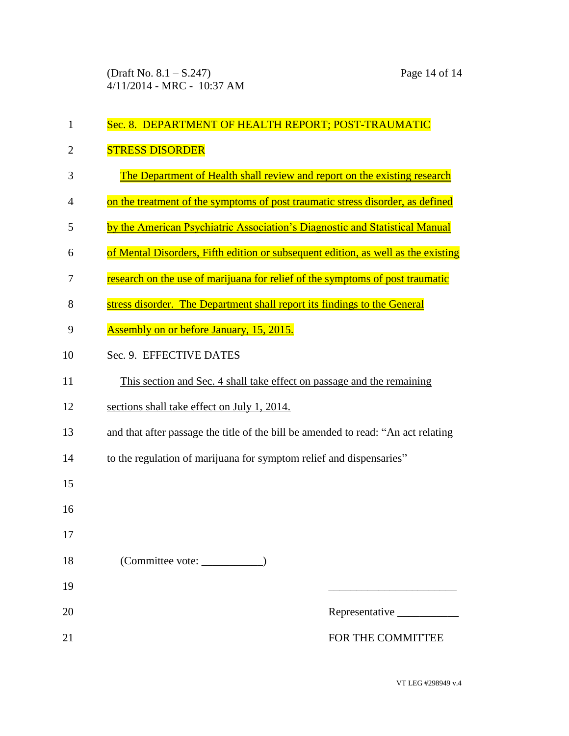Sec. 8. DEPARTMENT OF HEALTH REPORT; POST-TRAUMATIC STRESS DISORDER

The Department of Health shall review and report on the existing research on the treatment of the symptoms of post traumatic stress disorder, as defined by the American Psychiatric Association's Diagnostic and Statistical Manual of Mental Disorders, Fifth edition or subsequent edition, as well as the existing research on the use of marijuana for relief of the symptoms of post traumatic stress disorder. The Department shall report its findings to the General Assembly on or before January, 15, 2015.

Sec. 9. EFFECTIVE DATES

This section and Sec. 4 shall take effect on passage and the remaining sections shall take effect on July 1, 2014.

and that after passage the title of the bill be amended to read: "An act relating to the regulation of marijuana for symptom relief and dispensaries"

(Committee vote: ___________)

_______________________

Representative ___________

FOR THE COMMITTEE